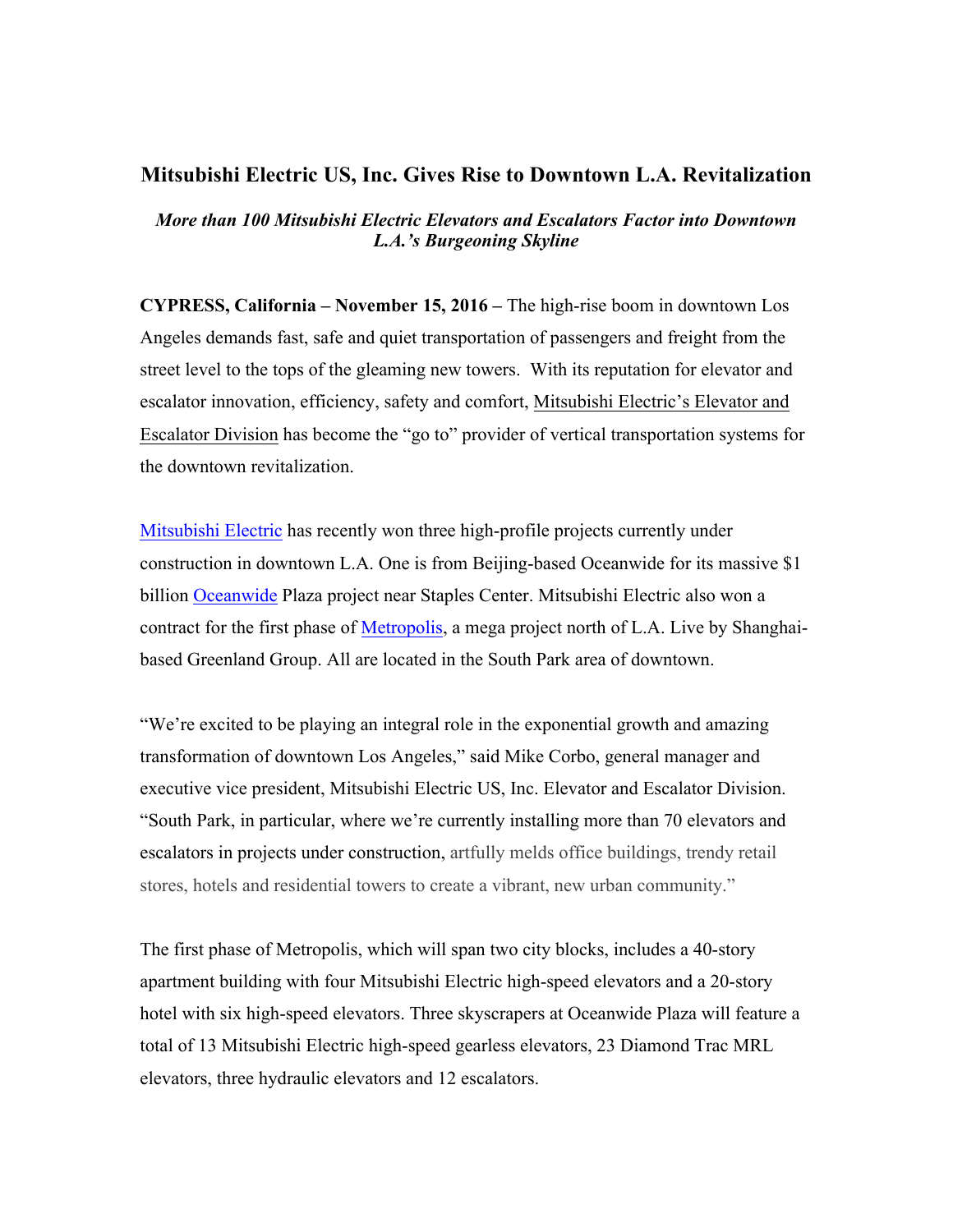# Mitsubishi Electric US, Inc. Gives Rise to Downtown L.A. Revitalization

***More than 100 Mitsubishi Electric Elevators and Escalators Factor into Downtown L.A.'s Burgeoning Skyline***

**CYPRESS, California – November 15, 2016 –** The high-rise boom in downtown Los Angeles demands fast, safe and quiet transportation of passengers and freight from the street level to the tops of the gleaming new towers. With its reputation for elevator and escalator innovation, efficiency, safety and comfort, Mitsubishi Electric's Elevator and Escalator Division has become the "go to" provider of vertical transportation systems for the downtown revitalization.

Mitsubishi Electric has recently won three high-profile projects currently under construction in downtown L.A. One is from Beijing-based Oceanwide for its massive $1 billion Oceanwide Plaza project near Staples Center. Mitsubishi Electric also won a contract for the first phase of Metropolis, a mega project north of L.A. Live by Shanghai-based Greenland Group. All are located in the South Park area of downtown.

"We're excited to be playing an integral role in the exponential growth and amazing transformation of downtown Los Angeles," said Mike Corbo, general manager and executive vice president, Mitsubishi Electric US, Inc. Elevator and Escalator Division. "South Park, in particular, where we're currently installing more than 70 elevators and escalators in projects under construction, artfully melds office buildings, trendy retail stores, hotels and residential towers to create a vibrant, new urban community."

The first phase of Metropolis, which will span two city blocks, includes a 40-story apartment building with four Mitsubishi Electric high-speed elevators and a 20-story hotel with six high-speed elevators. Three skyscrapers at Oceanwide Plaza will feature a total of 13 Mitsubishi Electric high-speed gearless elevators, 23 Diamond Trac MRL elevators, three hydraulic elevators and 12 escalators.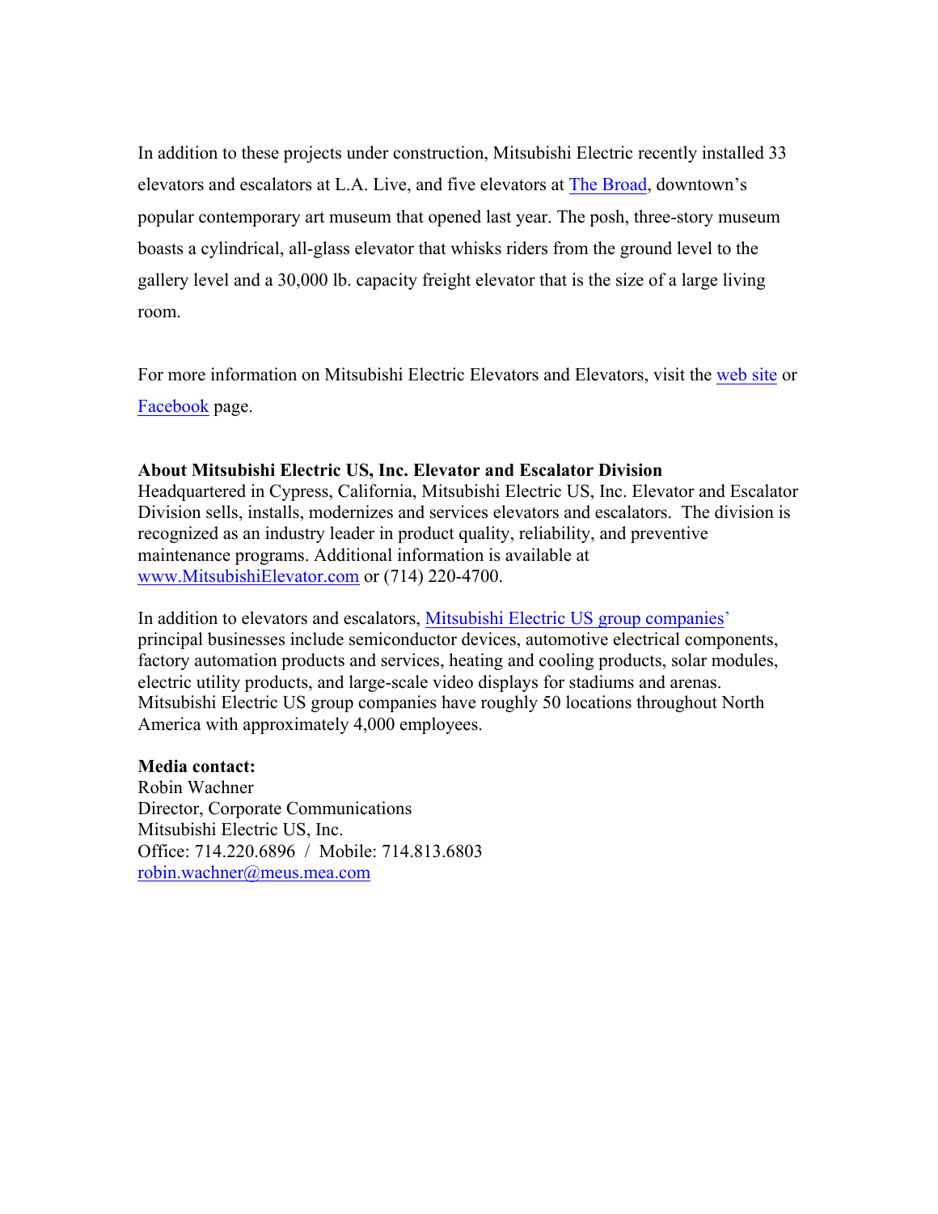In addition to these projects under construction, Mitsubishi Electric recently installed 33 elevators and escalators at L.A. Live, and five elevators at The Broad, downtown's popular contemporary art museum that opened last year. The posh, three-story museum boasts a cylindrical, all-glass elevator that whisks riders from the ground level to the gallery level and a 30,000 lb. capacity freight elevator that is the size of a large living room.

For more information on Mitsubishi Electric Elevators and Elevators, visit the web site or Facebook page.

**About Mitsubishi Electric US, Inc. Elevator and Escalator Division**
Headquartered in Cypress, California, Mitsubishi Electric US, Inc. Elevator and Escalator Division sells, installs, modernizes and services elevators and escalators. The division is recognized as an industry leader in product quality, reliability, and preventive maintenance programs. Additional information is available at www.MitsubishiElevator.com or (714) 220-4700.

In addition to elevators and escalators, Mitsubishi Electric US group companies' principal businesses include semiconductor devices, automotive electrical components, factory automation products and services, heating and cooling products, solar modules, electric utility products, and large-scale video displays for stadiums and arenas. Mitsubishi Electric US group companies have roughly 50 locations throughout North America with approximately 4,000 employees.

**Media contact:**
Robin Wachner
Director, Corporate Communications
Mitsubishi Electric US, Inc.
Office: 714.220.6896 / Mobile: 714.813.6803
robin.wachner@meus.mea.com